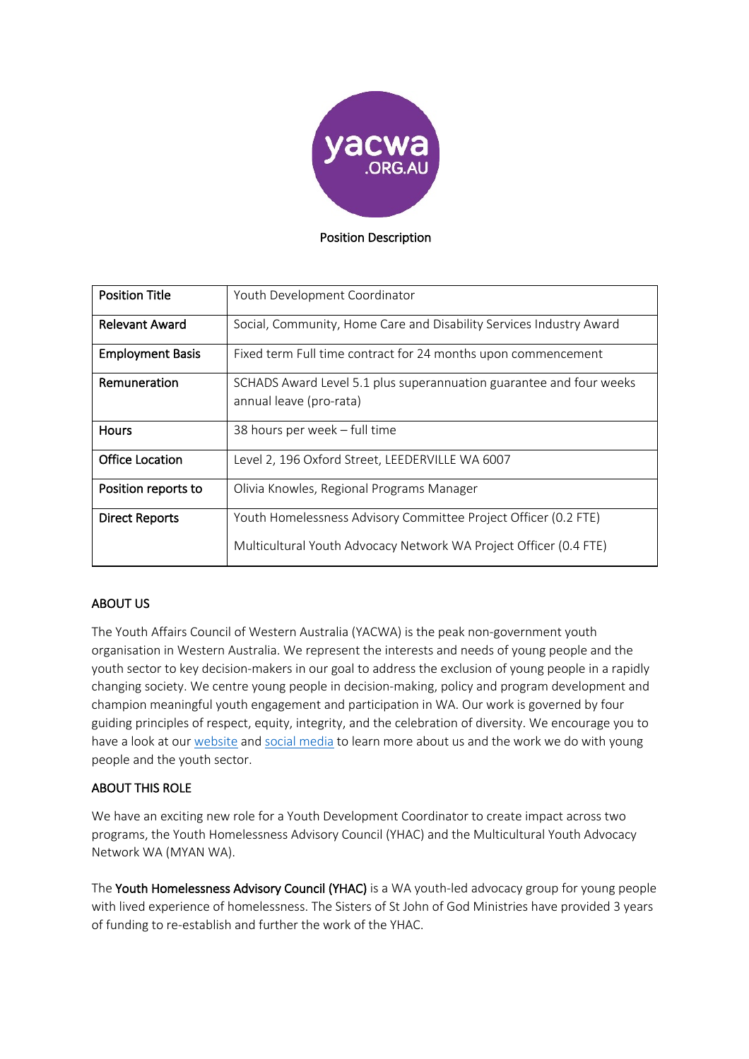Position Description

| Position Title | Youth Development Coordinator |
| --- | --- |
| Relevant Award | Social, Community, Home Care and Disability Services Industry Award |
| Employment Basis | Fixed term Full time contract for 24 months upon commencement |
| Remuneration | SCHADS Award Level 5.1 plus superannuation guarantee and four weeks annual leave (pro-rata) |
| Hours | 38 hours per week – full time |
| Office Location | Level 2, 196 Oxford Street, LEEDERVILLE WA 6007 |
| Position reports to | Olivia Knowles, Regional Programs Manager |
| Direct Reports | Youth Homelessness Advisory Committee Project Officer (0.2 FTE)<br>Multicultural Youth Advocacy Network WA Project Officer (0.4 FTE) |

## ABOUT US

The Youth Affairs Council of Western Australia (YACWA) is the peak non-government youth organisation in Western Australia. We represent the interests and needs of young people and the youth sector to key decision-makers in our goal to address the exclusion of young people in a rapidly changing society. We centre young people in decision-making, policy and program development and champion meaningful youth engagement and participation in WA. Our work is governed by four guiding principles of respect, equity, integrity, and the celebration of diversity. We encourage you to have a look at our website and social media to learn more about us and the work we do with young people and the youth sector.

## ABOUT THIS ROLE

We have an exciting new role for a Youth Development Coordinator to create impact across two programs, the Youth Homelessness Advisory Council (YHAC) and the Multicultural Youth Advocacy Network WA (MYAN WA).

The **Youth Homelessness Advisory Council (YHAC)** is a WA youth-led advocacy group for young people with lived experience of homelessness. The Sisters of St John of God Ministries have provided 3 years of funding to re-establish and further the work of the YHAC.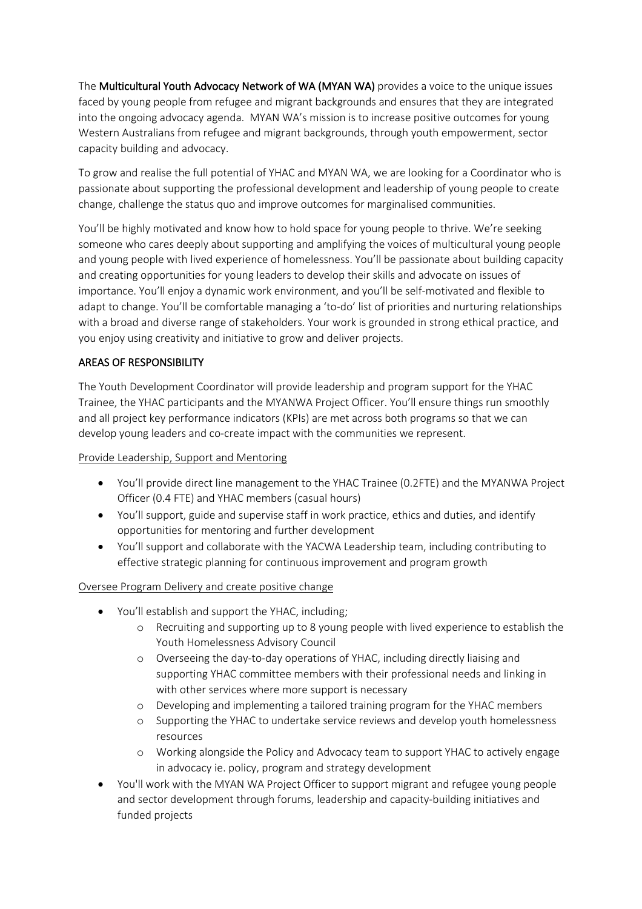The **Multicultural Youth Advocacy Network of WA (MYAN WA)** provides a voice to the unique issues faced by young people from refugee and migrant backgrounds and ensures that they are integrated into the ongoing advocacy agenda. MYAN WA's mission is to increase positive outcomes for young Western Australians from refugee and migrant backgrounds, through youth empowerment, sector capacity building and advocacy.

To grow and realise the full potential of YHAC and MYAN WA, we are looking for a Coordinator who is passionate about supporting the professional development and leadership of young people to create change, challenge the status quo and improve outcomes for marginalised communities.

You'll be highly motivated and know how to hold space for young people to thrive. We're seeking someone who cares deeply about supporting and amplifying the voices of multicultural young people and young people with lived experience of homelessness. You'll be passionate about building capacity and creating opportunities for young leaders to develop their skills and advocate on issues of importance. You'll enjoy a dynamic work environment, and you'll be self-motivated and flexible to adapt to change. You'll be comfortable managing a 'to-do' list of priorities and nurturing relationships with a broad and diverse range of stakeholders. Your work is grounded in strong ethical practice, and you enjoy using creativity and initiative to grow and deliver projects.

## AREAS OF RESPONSIBILITY

The Youth Development Coordinator will provide leadership and program support for the YHAC Trainee, the YHAC participants and the MYANWA Project Officer. You'll ensure things run smoothly and all project key performance indicators (KPIs) are met across both programs so that we can develop young leaders and co-create impact with the communities we represent.

### Provide Leadership, Support and Mentoring

- You'll provide direct line management to the YHAC Trainee (0.2FTE) and the MYANWA Project Officer (0.4 FTE) and YHAC members (casual hours)
- You'll support, guide and supervise staff in work practice, ethics and duties, and identify opportunities for mentoring and further development
- You'll support and collaborate with the YACWA Leadership team, including contributing to effective strategic planning for continuous improvement and program growth

### Oversee Program Delivery and create positive change

- You'll establish and support the YHAC, including;
  - Recruiting and supporting up to 8 young people with lived experience to establish the Youth Homelessness Advisory Council
  - Overseeing the day-to-day operations of YHAC, including directly liaising and supporting YHAC committee members with their professional needs and linking in with other services where more support is necessary
  - Developing and implementing a tailored training program for the YHAC members
  - Supporting the YHAC to undertake service reviews and develop youth homelessness resources
  - Working alongside the Policy and Advocacy team to support YHAC to actively engage in advocacy ie. policy, program and strategy development
- You'll work with the MYAN WA Project Officer to support migrant and refugee young people and sector development through forums, leadership and capacity-building initiatives and funded projects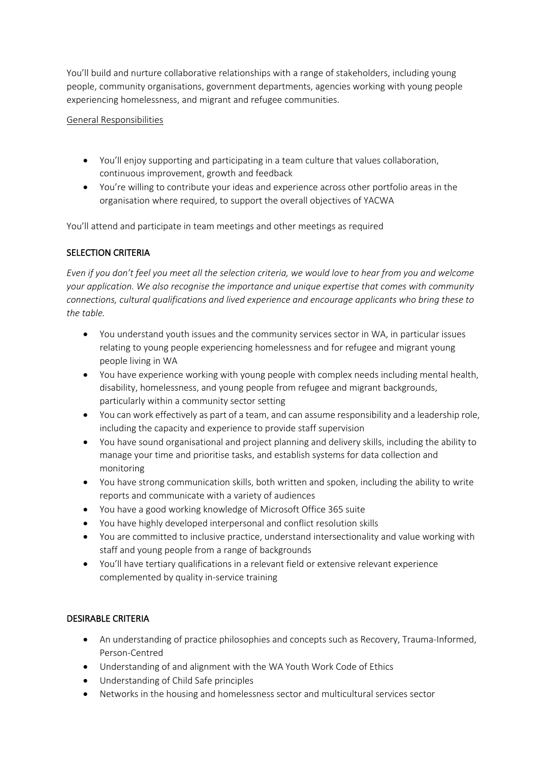You'll build and nurture collaborative relationships with a range of stakeholders, including young people, community organisations, government departments, agencies working with young people experiencing homelessness, and migrant and refugee communities.

General Responsibilities

- You'll enjoy supporting and participating in a team culture that values collaboration, continuous improvement, growth and feedback
- You're willing to contribute your ideas and experience across other portfolio areas in the organisation where required, to support the overall objectives of YACWA

You'll attend and participate in team meetings and other meetings as required

## SELECTION CRITERIA

*Even if you don't feel you meet all the selection criteria, we would love to hear from you and welcome your application. We also recognise the importance and unique expertise that comes with community connections, cultural qualifications and lived experience and encourage applicants who bring these to the table.*

- You understand youth issues and the community services sector in WA, in particular issues relating to young people experiencing homelessness and for refugee and migrant young people living in WA
- You have experience working with young people with complex needs including mental health, disability, homelessness, and young people from refugee and migrant backgrounds, particularly within a community sector setting
- You can work effectively as part of a team, and can assume responsibility and a leadership role, including the capacity and experience to provide staff supervision
- You have sound organisational and project planning and delivery skills, including the ability to manage your time and prioritise tasks, and establish systems for data collection and monitoring
- You have strong communication skills, both written and spoken, including the ability to write reports and communicate with a variety of audiences
- You have a good working knowledge of Microsoft Office 365 suite
- You have highly developed interpersonal and conflict resolution skills
- You are committed to inclusive practice, understand intersectionality and value working with staff and young people from a range of backgrounds
- You'll have tertiary qualifications in a relevant field or extensive relevant experience complemented by quality in-service training

## DESIRABLE CRITERIA

- An understanding of practice philosophies and concepts such as Recovery, Trauma-Informed, Person-Centred
- Understanding of and alignment with the WA Youth Work Code of Ethics
- Understanding of Child Safe principles
- Networks in the housing and homelessness sector and multicultural services sector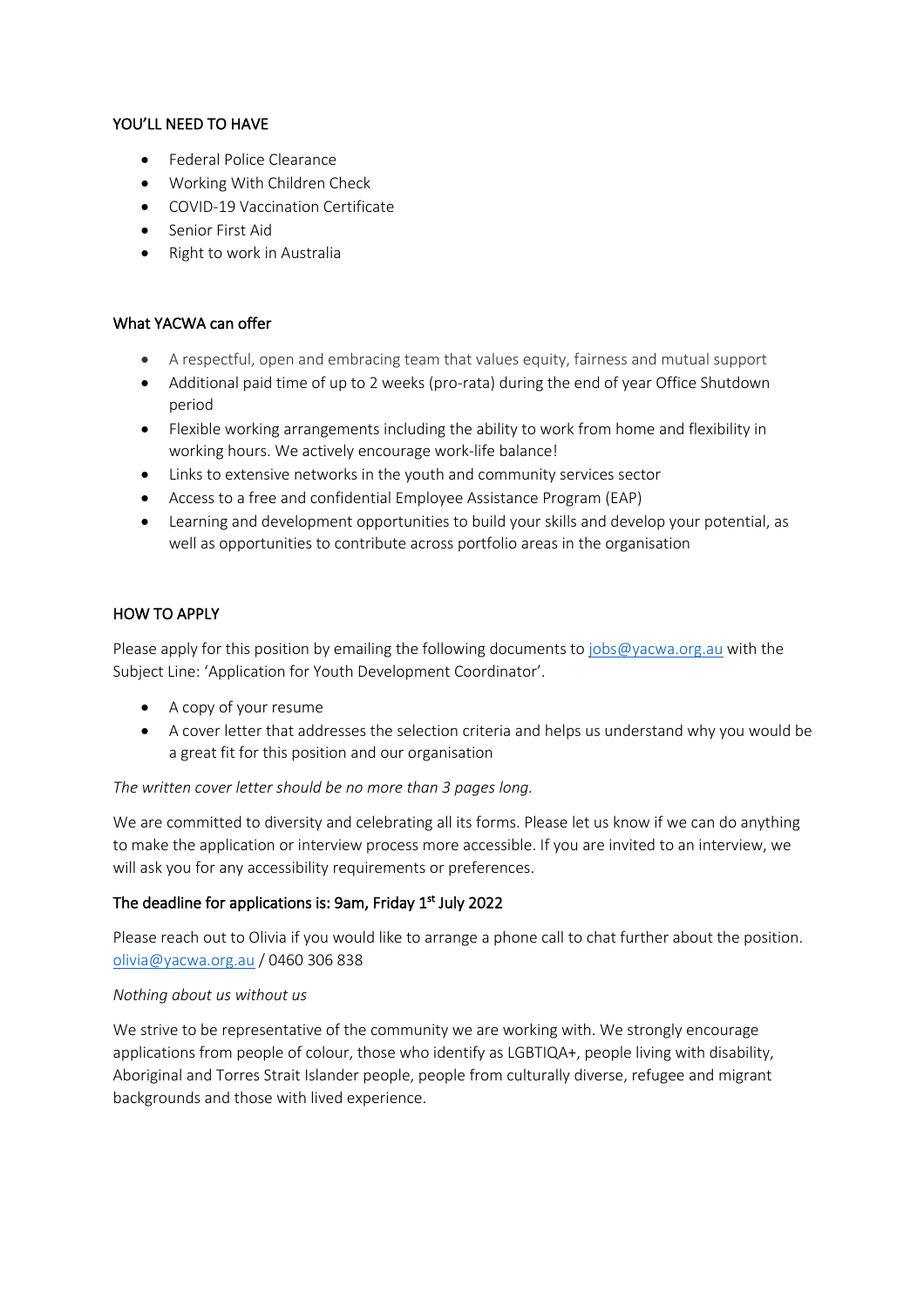## YOU'LL NEED TO HAVE

- Federal Police Clearance
- Working With Children Check
- COVID-19 Vaccination Certificate
- Senior First Aid
- Right to work in Australia

## What YACWA can offer

- A respectful, open and embracing team that values equity, fairness and mutual support
- Additional paid time of up to 2 weeks (pro-rata) during the end of year Office Shutdown period
- Flexible working arrangements including the ability to work from home and flexibility in working hours. We actively encourage work-life balance!
- Links to extensive networks in the youth and community services sector
- Access to a free and confidential Employee Assistance Program (EAP)
- Learning and development opportunities to build your skills and develop your potential, as well as opportunities to contribute across portfolio areas in the organisation

## HOW TO APPLY

Please apply for this position by emailing the following documents to jobs@yacwa.org.au with the Subject Line: 'Application for Youth Development Coordinator'.

- A copy of your resume
- A cover letter that addresses the selection criteria and helps us understand why you would be a great fit for this position and our organisation

*The written cover letter should be no more than 3 pages long.*

We are committed to diversity and celebrating all its forms. Please let us know if we can do anything to make the application or interview process more accessible. If you are invited to an interview, we will ask you for any accessibility requirements or preferences.

### The deadline for applications is: 9am, Friday 1st July 2022

Please reach out to Olivia if you would like to arrange a phone call to chat further about the position. olivia@yacwa.org.au / 0460 306 838

*Nothing about us without us*

We strive to be representative of the community we are working with. We strongly encourage applications from people of colour, those who identify as LGBTIQA+, people living with disability, Aboriginal and Torres Strait Islander people, people from culturally diverse, refugee and migrant backgrounds and those with lived experience.